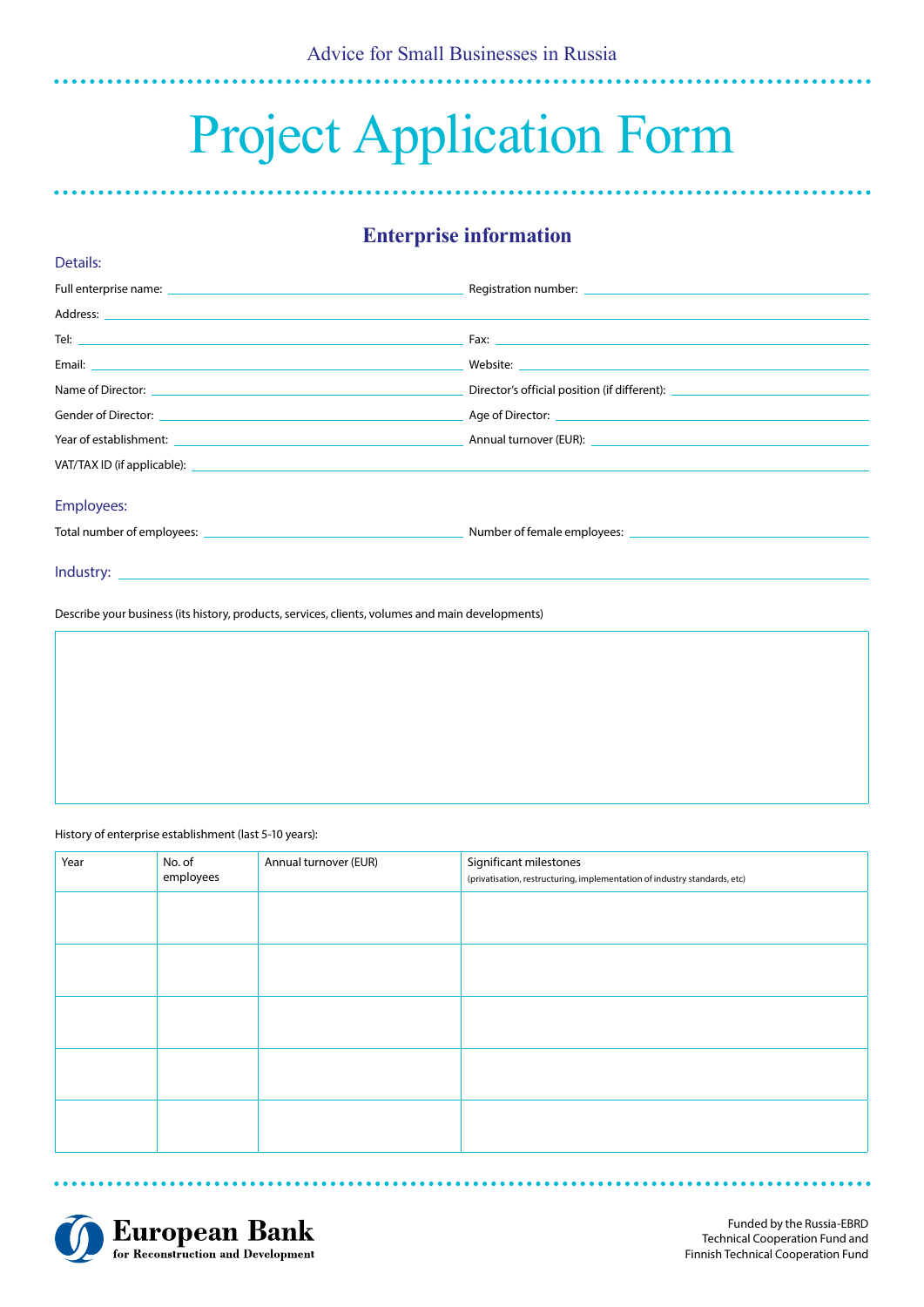Advice for Small Businesses in Russia

# Project Application Form

## Enterprise information

### Details:

Full enterprise name: ______________________ Registration number: ______________________

Address: ______________________

Tel: ______________________ Fax: ______________________

Email: ______________________ Website: ______________________

Name of Director: ______________________ Director's official position (if different): ______________________

Gender of Director: ______________________ Age of Director: ______________________

Year of establishment: ______________________ Annual turnover (EUR): ______________________

VAT/TAX ID (if applicable): ______________________

### Employees:

Total number of employees: ______________________ Number of female employees: ______________________

### Industry: ______________________

Describe your business (its history, products, services, clients, volumes and main developments)

| |
|---|
| |

History of enterprise establishment (last 5-10 years):

| Year | No. of employees | Annual turnover (EUR) | Significant milestones (privatisation, restructuring, implementation of industry standards, etc) |
|---|---|---|---|
| | | | |
| | | | |
| | | | |
| | | | |
| | | | |

European Bank for Reconstruction and Development

Funded by the Russia-EBRD Technical Cooperation Fund and Finnish Technical Cooperation Fund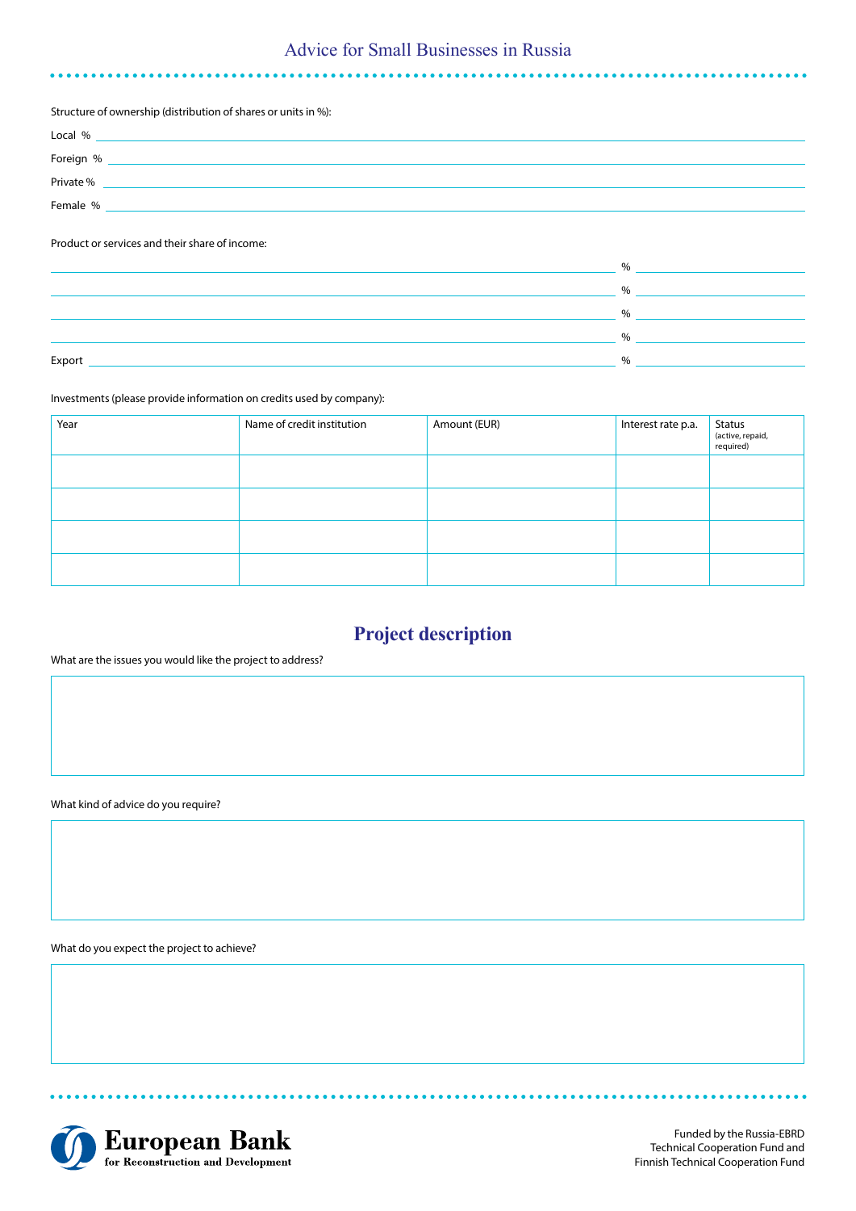Structure of ownership (distribution of shares or units in %):

Local %

Foreign %

Private %

Female %

Product or services and their share of income:

%

%

%

%

Export %

Investments (please provide information on credits used by company):

| Year | Name of credit institution | Amount (EUR) | Interest rate p.a. | Status (active, repaid, required) |
|---|---|---|---|---|
| | | | | |
| | | | | |
| | | | | |
| | | | | |

## Project description

What are the issues you would like the project to address?

What kind of advice do you require?

What do you expect the project to achieve?

European Bank for Reconstruction and Development

Funded by the Russia-EBRD Technical Cooperation Fund and Finnish Technical Cooperation Fund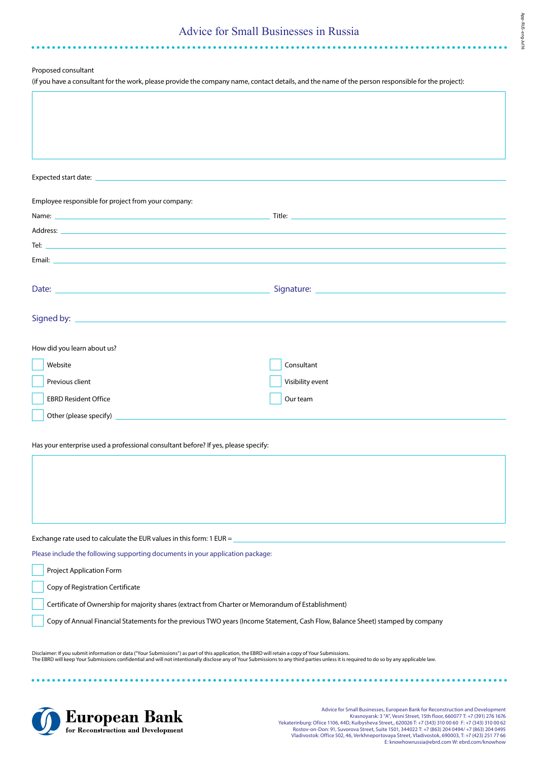# Advice for Small Businesses in Russia

Proposed consultant
(if you have a consultant for the work, please provide the company name, contact details, and the name of the person responsible for the project):

Expected start date: ______

Employee responsible for project from your company:

Name: ______ Title: ______

Address: ______

Tel: ______

Email: ______

Date: ______ Signature: ______

Signed by: ______

How did you learn about us?

- ☐ Website
- ☐ Consultant
- ☐ Previous client
- ☐ Visibility event
- ☐ EBRD Resident Office
- ☐ Our team
- ☐ Other (please specify) ______

Has your enterprise used a professional consultant before? If yes, please specify:

Exchange rate used to calculate the EUR values in this form: 1 EUR = ______

Please include the following supporting documents in your application package:

- ☐ Project Application Form
- ☐ Copy of Registration Certificate
- ☐ Certificate of Ownership for majority shares (extract from Charter or Memorandum of Establishment)
- ☐ Copy of Annual Financial Statements for the previous TWO years (Income Statement, Cash Flow, Balance Sheet) stamped by company

Disclaimer: If you submit information or data ("Your Submissions") as part of this application, the EBRD will retain a copy of Your Submissions.
The EBRD will keep Your Submissions confidential and will not intentionally disclose any of Your Submissions to any third parties unless it is required to do so by any applicable law.

European Bank for Reconstruction and Development

Advice for Small Businesses, European Bank for Reconstruction and Development
Krasnoyarsk: 3 "A", Vesni Street, 15th floor, 660077 T: +7 (391) 276 1676
Yekaterinburg: Ofiice 1106, 44D, Kuibysheva Street,, 620026 T: +7 (343) 310 00 60 F: +7 (343) 310 00 62
Rostov-on-Don: 91, Suvorova Street, Suite 1501, 344022 T: +7 (863) 204 0494/ +7 (863) 204 0495
Vladivostok: Office 502, 46, Verkhneportovaya Street, Vladivostok, 690003, T: +7 (423) 251 77 66
E: knowhowrussia@ebrd.com W: ebrd.com/knowhow